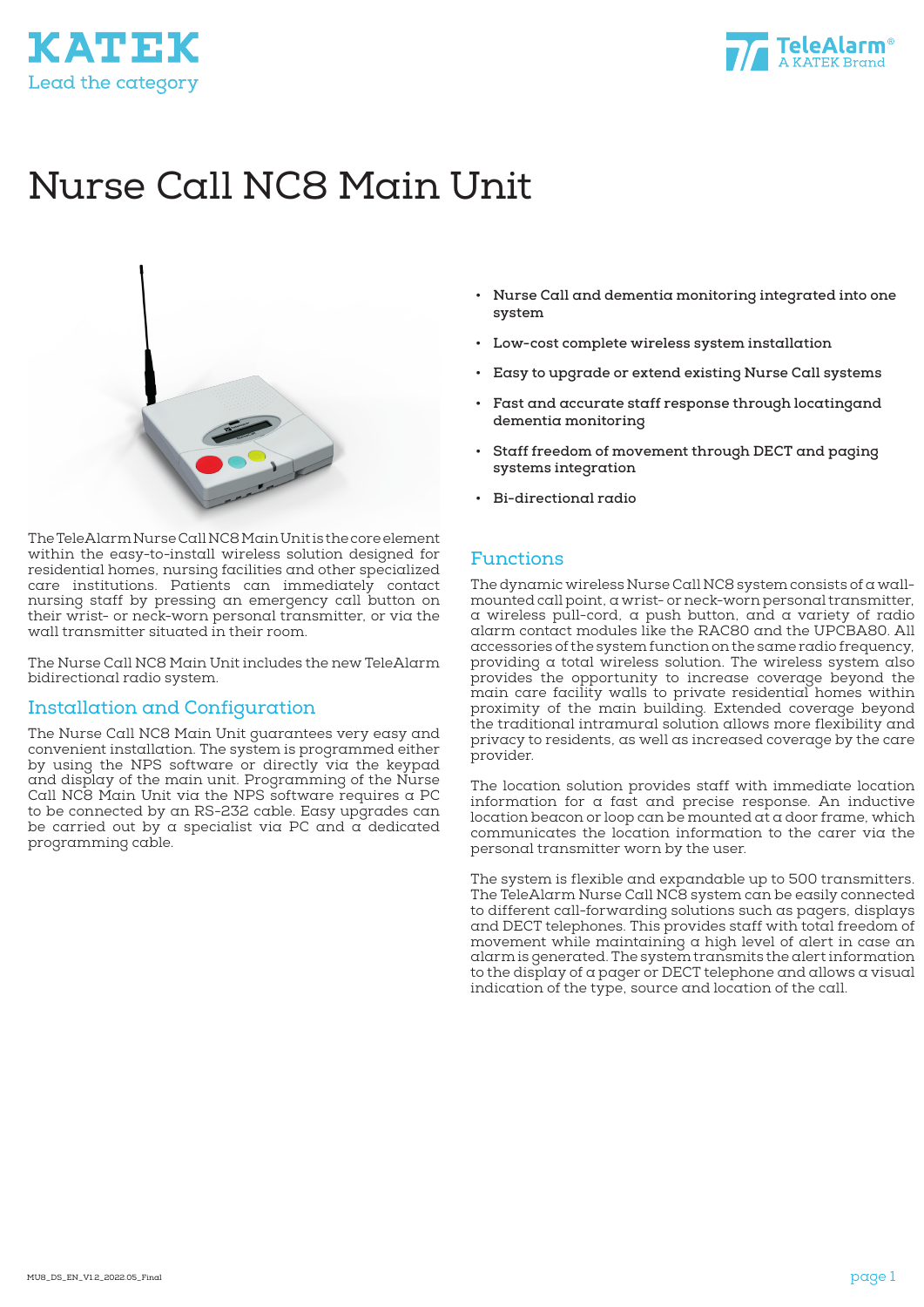KATEK
Lead the category

TeleAlarm®
A KATEK Brand

# Nurse Call NC8 Main Unit

The TeleAlarm Nurse Call NC8 Main Unit is the core element within the easy-to-install wireless solution designed for residential homes, nursing facilities and other specialized care institutions. Patients can immediately contact nursing staff by pressing an emergency call button on their wrist- or neck-worn personal transmitter, or via the wall transmitter situated in their room.

The Nurse Call NC8 Main Unit includes the new TeleAlarm bidirectional radio system.

## Installation and Configuration

The Nurse Call NC8 Main Unit guarantees very easy and convenient installation. The system is programmed either by using the NPS software or directly via the keypad and display of the main unit. Programming of the Nurse Call NC8 Main Unit via the NPS software requires a PC to be connected by an RS-232 cable. Easy upgrades can be carried out by a specialist via PC and a dedicated programming cable.

- **Nurse Call and dementia monitoring integrated into one system**
- **Low-cost complete wireless system installation**
- **Easy to upgrade or extend existing Nurse Call systems**
- **Fast and accurate staff response through locatingand dementia monitoring**
- **Staff freedom of movement through DECT and paging systems integration**
- **Bi-directional radio**

## Functions

The dynamic wireless Nurse Call NC8 system consists of a wall-mounted call point, a wrist- or neck-worn personal transmitter, a wireless pull-cord, a push button, and a variety of radio alarm contact modules like the RAC80 and the UPCBA80. All accessories of the system function on the same radio frequency, providing a total wireless solution. The wireless system also provides the opportunity to increase coverage beyond the main care facility walls to private residential homes within proximity of the main building. Extended coverage beyond the traditional intramural solution allows more flexibility and privacy to residents, as well as increased coverage by the care provider.

The location solution provides staff with immediate location information for a fast and precise response. An inductive location beacon or loop can be mounted at a door frame, which communicates the location information to the carer via the personal transmitter worn by the user.

The system is flexible and expandable up to 500 transmitters. The TeleAlarm Nurse Call NC8 system can be easily connected to different call-forwarding solutions such as pagers, displays and DECT telephones. This provides staff with total freedom of movement while maintaining a high level of alert in case an alarm is generated. The system transmits the alert information to the display of a pager or DECT telephone and allows a visual indication of the type, source and location of the call.

MU8_DS_EN_V1.2_2022.05_Final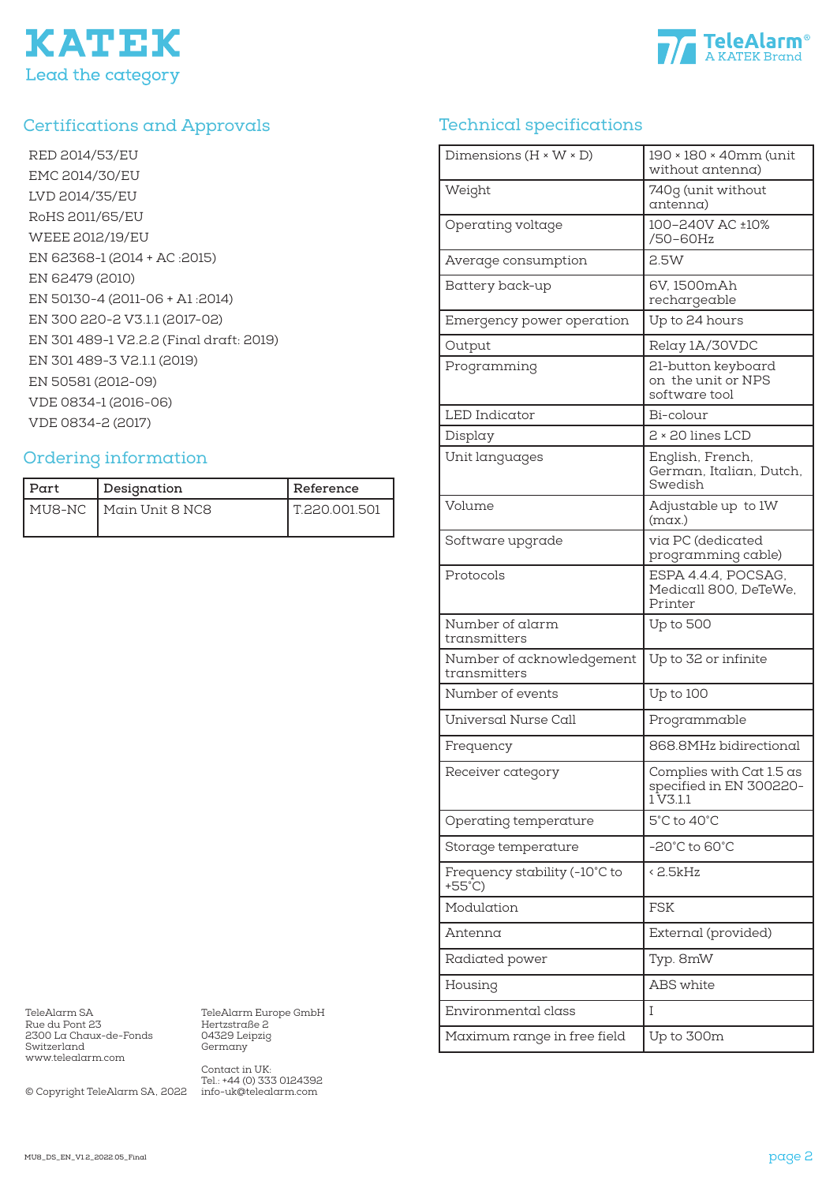KATEK
Lead the category

TeleAlarm®
A KATEK Brand

## Certifications and Approvals

RED 2014/53/EU
EMC 2014/30/EU
LVD 2014/35/EU
RoHS 2011/65/EU
WEEE 2012/19/EU
EN 62368-1 (2014 + AC :2015)
EN 62479 (2010)
EN 50130-4 (2011-06 + A1 :2014)
EN 300 220-2 V3.1.1 (2017-02)
EN 301 489-1 V2.2.2 (Final draft: 2019)
EN 301 489-3 V2.1.1 (2019)
EN 50581 (2012-09)
VDE 0834-1 (2016-06)
VDE 0834-2 (2017)

## Ordering information

| Part | Designation | Reference |
|---|---|---|
| MU8-NC | Main Unit 8 NC8 | T.220.001.501 |

## Technical specifications

| | |
|---|---|
| Dimensions (H × W × D) | 190 × 180 × 40mm (unit without antenna) |
| Weight | 740g (unit without antenna) |
| Operating voltage | 100–240V AC ±10% /50–60Hz |
| Average consumption | 2.5W |
| Battery back-up | 6V, 1500mAh rechargeable |
| Emergency power operation | Up to 24 hours |
| Output | Relay 1A/30VDC |
| Programming | 21-button keyboard on the unit or NPS software tool |
| LED Indicator | Bi-colour |
| Display | 2 × 20 lines LCD |
| Unit languages | English, French, German, Italian, Dutch, Swedish |
| Volume | Adjustable up to 1W (max.) |
| Software upgrade | via PC (dedicated programming cable) |
| Protocols | ESPA 4.4.4, POCSAG, Medicall 800, DeTeWe, Printer |
| Number of alarm transmitters | Up to 500 |
| Number of acknowledgement transmitters | Up to 32 or infinite |
| Number of events | Up to 100 |
| Universal Nurse Call | Programmable |
| Frequency | 868.8MHz bidirectional |
| Receiver category | Complies with Cat 1.5 as specified in EN 300220-1 V3.1.1 |
| Operating temperature | 5°C to 40°C |
| Storage temperature | -20°C to 60°C |
| Frequency stability (-10°C to +55°C) | < 2.5kHz |
| Modulation | FSK |
| Antenna | External (provided) |
| Radiated power | Typ. 8mW |
| Housing | ABS white |
| Environmental class | I |
| Maximum range in free field | Up to 300m |

TeleAlarm SA
Rue du Pont 23
2300 La Chaux-de-Fonds
Switzerland
www.telealarm.com

TeleAlarm Europe GmbH
Hertzstraße 2
04329 Leipzig
Germany

Contact in UK:
Tel.: +44 (0) 333 0124392
info-uk@telealarm.com

© Copyright TeleAlarm SA, 2022

MU8_DS_EN_V1.2_2022.05_Final